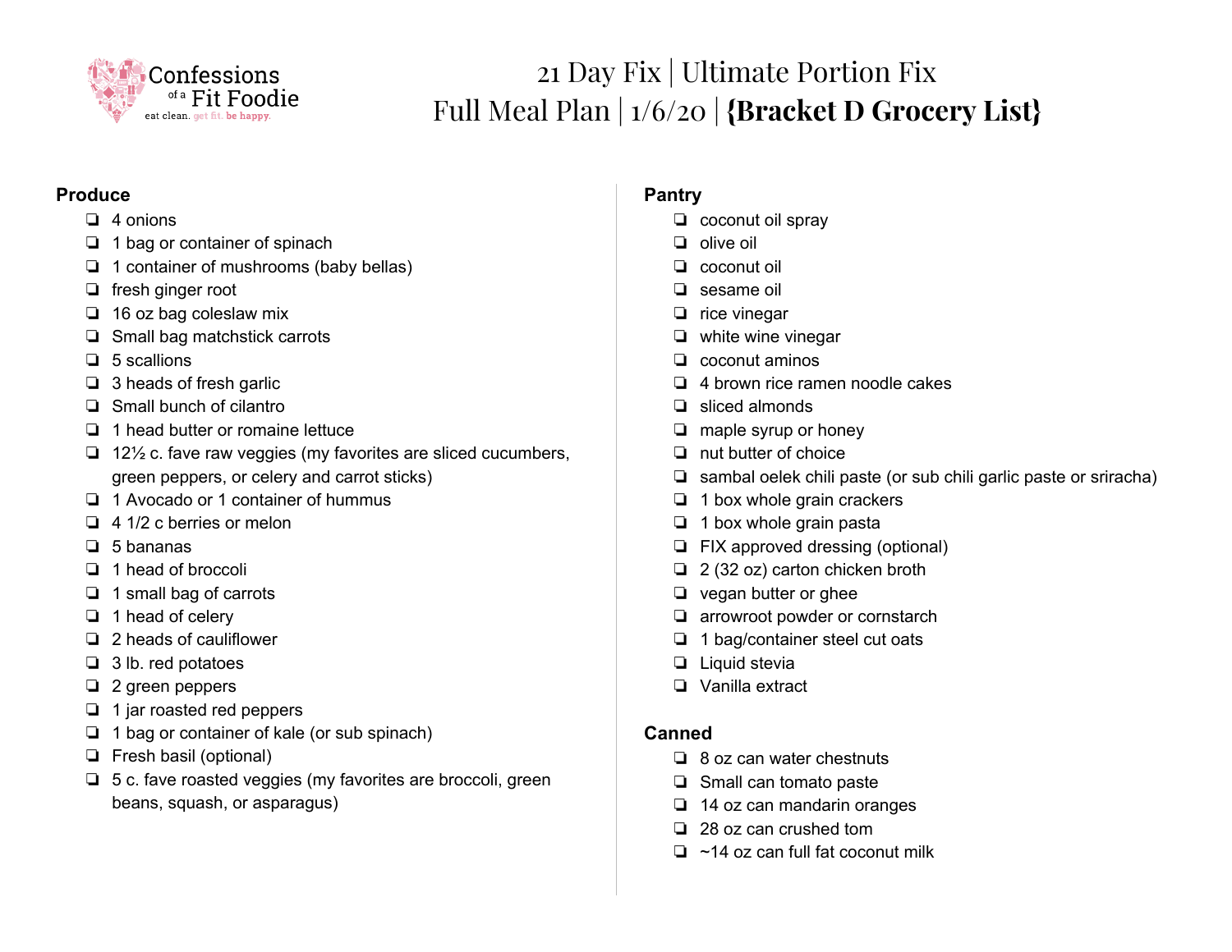Confessions of a Fit Foodie
eat clean. get fit. be happy.

# 21 Day Fix | Ultimate Portion Fix
# Full Meal Plan | 1/6/20 | **{Bracket D Grocery List}**

**Produce**

- ❏ 4 onions
- ❏ 1 bag or container of spinach
- ❏ 1 container of mushrooms (baby bellas)
- ❏ fresh ginger root
- ❏ 16 oz bag coleslaw mix
- ❏ Small bag matchstick carrots
- ❏ 5 scallions
- ❏ 3 heads of fresh garlic
- ❏ Small bunch of cilantro
- ❏ 1 head butter or romaine lettuce
- ❏ 12½ c. fave raw veggies (my favorites are sliced cucumbers, green peppers, or celery and carrot sticks)
- ❏ 1 Avocado or 1 container of hummus
- ❏ 4 1/2 c berries or melon
- ❏ 5 bananas
- ❏ 1 head of broccoli
- ❏ 1 small bag of carrots
- ❏ 1 head of celery
- ❏ 2 heads of cauliflower
- ❏ 3 lb. red potatoes
- ❏ 2 green peppers
- ❏ 1 jar roasted red peppers
- ❏ 1 bag or container of kale (or sub spinach)
- ❏ Fresh basil (optional)
- ❏ 5 c. fave roasted veggies (my favorites are broccoli, green beans, squash, or asparagus)

**Pantry**

- ❏ coconut oil spray
- ❏ olive oil
- ❏ coconut oil
- ❏ sesame oil
- ❏ rice vinegar
- ❏ white wine vinegar
- ❏ coconut aminos
- ❏ 4 brown rice ramen noodle cakes
- ❏ sliced almonds
- ❏ maple syrup or honey
- ❏ nut butter of choice
- ❏ sambal oelek chili paste (or sub chili garlic paste or sriracha)
- ❏ 1 box whole grain crackers
- ❏ 1 box whole grain pasta
- ❏ FIX approved dressing (optional)
- ❏ 2 (32 oz) carton chicken broth
- ❏ vegan butter or ghee
- ❏ arrowroot powder or cornstarch
- ❏ 1 bag/container steel cut oats
- ❏ Liquid stevia
- ❏ Vanilla extract

**Canned**

- ❏ 8 oz can water chestnuts
- ❏ Small can tomato paste
- ❏ 14 oz can mandarin oranges
- ❏ 28 oz can crushed tom
- ❏ ~14 oz can full fat coconut milk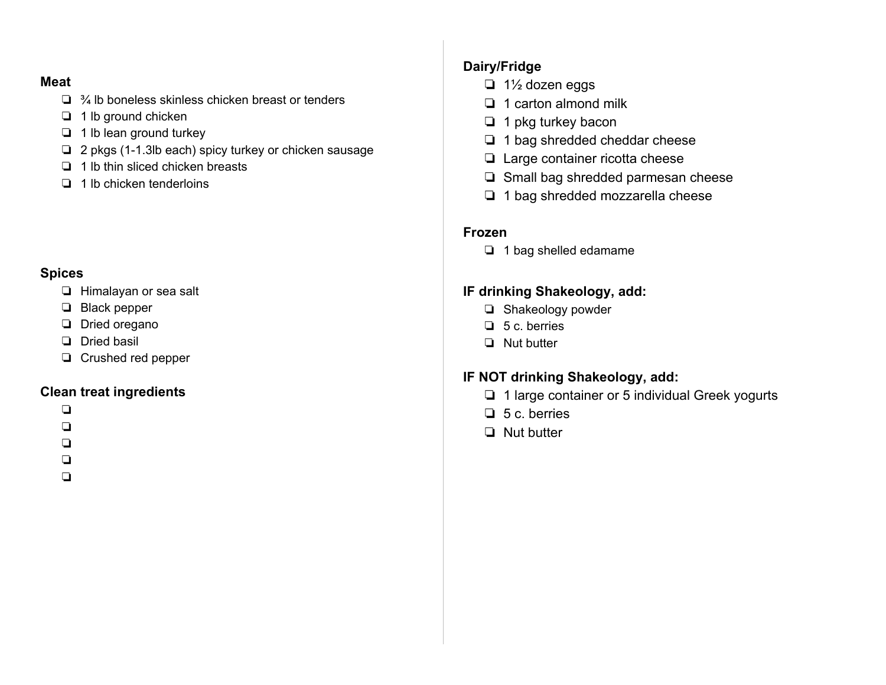**Meat**

- ❑ ¾ lb boneless skinless chicken breast or tenders
- ❑ 1 lb ground chicken
- ❑ 1 lb lean ground turkey
- ❑ 2 pkgs (1-1.3lb each) spicy turkey or chicken sausage
- ❑ 1 lb thin sliced chicken breasts
- ❑ 1 lb chicken tenderloins

**Spices**

- ❑ Himalayan or sea salt
- ❑ Black pepper
- ❑ Dried oregano
- ❑ Dried basil
- ❑ Crushed red pepper

**Clean treat ingredients**

- ❑
- ❑
- ❑
- ❑
- ❑

**Dairy/Fridge**

- ❑ 1½ dozen eggs
- ❑ 1 carton almond milk
- ❑ 1 pkg turkey bacon
- ❑ 1 bag shredded cheddar cheese
- ❑ Large container ricotta cheese
- ❑ Small bag shredded parmesan cheese
- ❑ 1 bag shredded mozzarella cheese

**Frozen**

- ❑ 1 bag shelled edamame

**IF drinking Shakeology, add:**

- ❑ Shakeology powder
- ❑ 5 c. berries
- ❑ Nut butter

**IF NOT drinking Shakeology, add:**

- ❑ 1 large container or 5 individual Greek yogurts
- ❑ 5 c. berries
- ❑ Nut butter